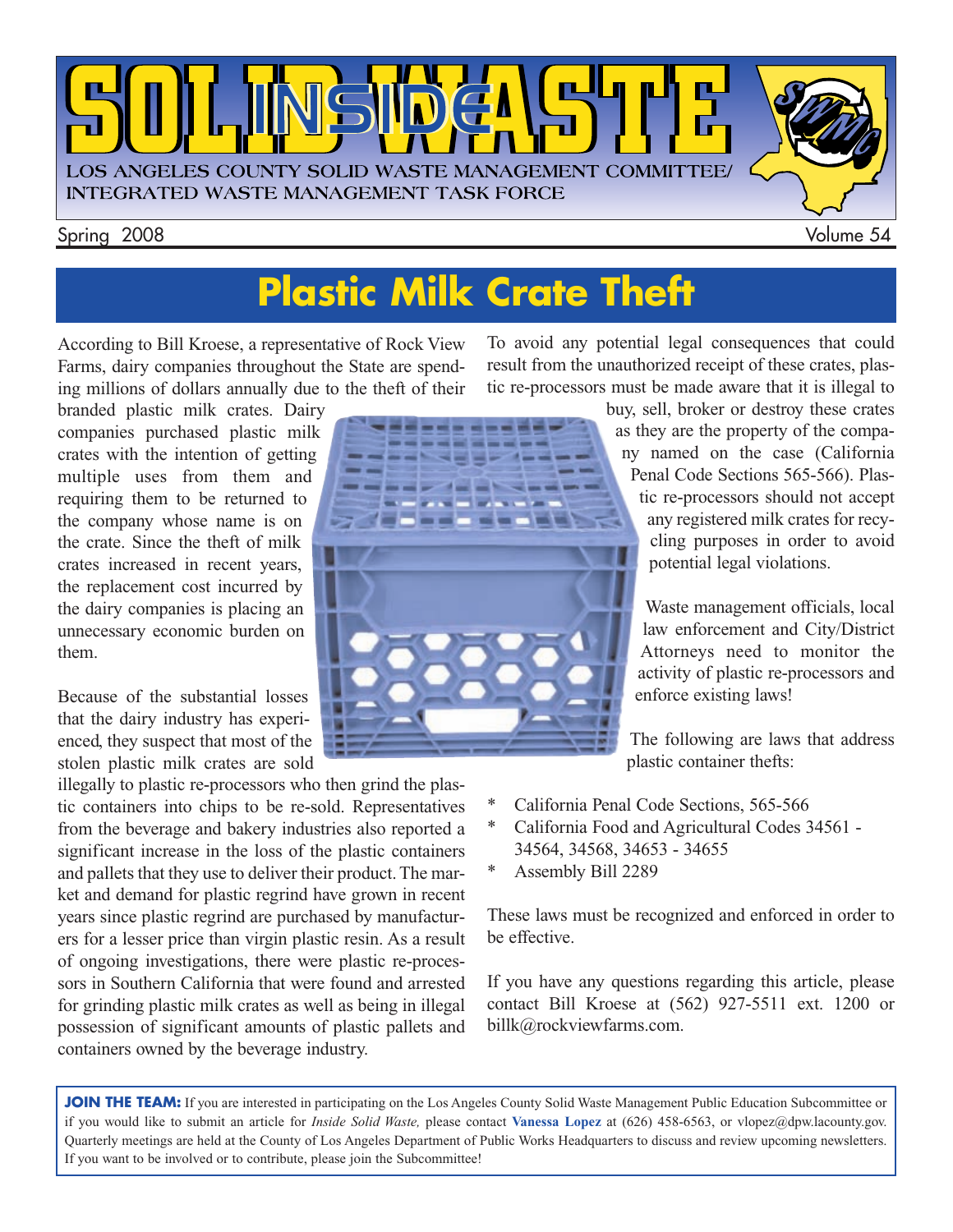# INSIDE SOLID WASTE

LOS ANGELES COUNTY SOLID WASTE MANAGEMENT COMMITTEE/
INTEGRATED WASTE MANAGEMENT TASK FORCE

Spring 2008 Volume 54

## Plastic Milk Crate Theft

According to Bill Kroese, a representative of Rock View Farms, dairy companies throughout the State are spending millions of dollars annually due to the theft of their branded plastic milk crates. Dairy companies purchased plastic milk crates with the intention of getting multiple uses from them and requiring them to be returned to the company whose name is on the crate. Since the theft of milk crates increased in recent years, the replacement cost incurred by the dairy companies is placing an unnecessary economic burden on them.

Because of the substantial losses that the dairy industry has experienced, they suspect that most of the stolen plastic milk crates are sold illegally to plastic re-processors who then grind the plastic containers into chips to be re-sold. Representatives from the beverage and bakery industries also reported a significant increase in the loss of the plastic containers and pallets that they use to deliver their product. The market and demand for plastic regrind have grown in recent years since plastic regrind are purchased by manufacturers for a lesser price than virgin plastic resin. As a result of ongoing investigations, there were plastic re-processors in Southern California that were found and arrested for grinding plastic milk crates as well as being in illegal possession of significant amounts of plastic pallets and containers owned by the beverage industry.

To avoid any potential legal consequences that could result from the unauthorized receipt of these crates, plastic re-processors must be made aware that it is illegal to buy, sell, broker or destroy these crates as they are the property of the company named on the case (California Penal Code Sections 565-566). Plastic re-processors should not accept any registered milk crates for recycling purposes in order to avoid potential legal violations.

Waste management officials, local law enforcement and City/District Attorneys need to monitor the activity of plastic re-processors and enforce existing laws!

The following are laws that address plastic container thefts:

- California Penal Code Sections, 565-566
- California Food and Agricultural Codes 34561 - 34564, 34568, 34653 - 34655
- Assembly Bill 2289

These laws must be recognized and enforced in order to be effective.

If you have any questions regarding this article, please contact Bill Kroese at (562) 927-5511 ext. 1200 or billk@rockviewfarms.com.

**JOIN THE TEAM:** If you are interested in participating on the Los Angeles County Solid Waste Management Public Education Subcommittee or if you would like to submit an article for *Inside Solid Waste,* please contact **Vanessa Lopez** at (626) 458-6563, or vlopez@dpw.lacounty.gov. Quarterly meetings are held at the County of Los Angeles Department of Public Works Headquarters to discuss and review upcoming newsletters. If you want to be involved or to contribute, please join the Subcommittee!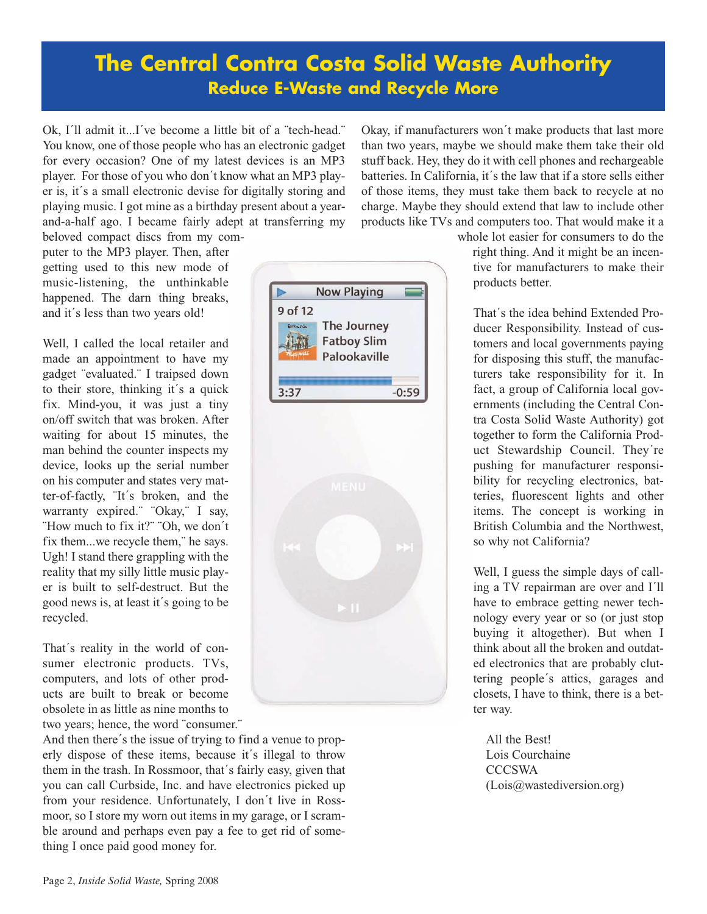# The Central Contra Costa Solid Waste Authority

## Reduce E-Waste and Recycle More

Ok, I´ll admit it...I´ve become a little bit of a ¨tech-head.¨ You know, one of those people who has an electronic gadget for every occasion? One of my latest devices is an MP3 player. For those of you who don´t know what an MP3 player is, it´s a small electronic devise for digitally storing and playing music. I got mine as a birthday present about a year-and-a-half ago. I became fairly adept at transferring my beloved compact discs from my computer to the MP3 player. Then, after getting used to this new mode of music-listening, the unthinkable happened. The darn thing breaks, and it´s less than two years old!

Well, I called the local retailer and made an appointment to have my gadget ¨evaluated.¨ I traipsed down to their store, thinking it´s a quick fix. Mind-you, it was just a tiny on/off switch that was broken. After waiting for about 15 minutes, the man behind the counter inspects my device, looks up the serial number on his computer and states very matter-of-factly, ¨It´s broken, and the warranty expired.¨ ¨Okay,¨ I say, ¨How much to fix it?¨ ¨Oh, we don´t fix them...we recycle them,¨ he says. Ugh! I stand there grappling with the reality that my silly little music player is built to self-destruct. But the good news is, at least it´s going to be recycled.

That´s reality in the world of consumer electronic products. TVs, computers, and lots of other products are built to break or become obsolete in as little as nine months to two years; hence, the word ¨consumer.¨ And then there´s the issue of trying to find a venue to properly dispose of these items, because it´s illegal to throw them in the trash. In Rossmoor, that´s fairly easy, given that you can call Curbside, Inc. and have electronics picked up from your residence. Unfortunately, I don´t live in Rossmoor, so I store my worn out items in my garage, or I scramble around and perhaps even pay a fee to get rid of something I once paid good money for.

Okay, if manufacturers won´t make products that last more than two years, maybe we should make them take their old stuff back. Hey, they do it with cell phones and rechargeable batteries. In California, it´s the law that if a store sells either of those items, they must take them back to recycle at no charge. Maybe they should extend that law to include other products like TVs and computers too. That would make it a whole lot easier for consumers to do the right thing. And it might be an incentive for manufacturers to make their products better.

That´s the idea behind Extended Producer Responsibility. Instead of customers and local governments paying for disposing this stuff, the manufacturers take responsibility for it. In fact, a group of California local governments (including the Central Contra Costa Solid Waste Authority) got together to form the California Product Stewardship Council. They´re pushing for manufacturer responsibility for recycling electronics, batteries, fluorescent lights and other items. The concept is working in British Columbia and the Northwest, so why not California?

Well, I guess the simple days of calling a TV repairman are over and I´ll have to embrace getting newer technology every year or so (or just stop buying it altogether). But when I think about all the broken and outdated electronics that are probably cluttering people´s attics, garages and closets, I have to think, there is a better way.

All the Best!
Lois Courchaine
CCCSWA
(Lois@wastediversion.org)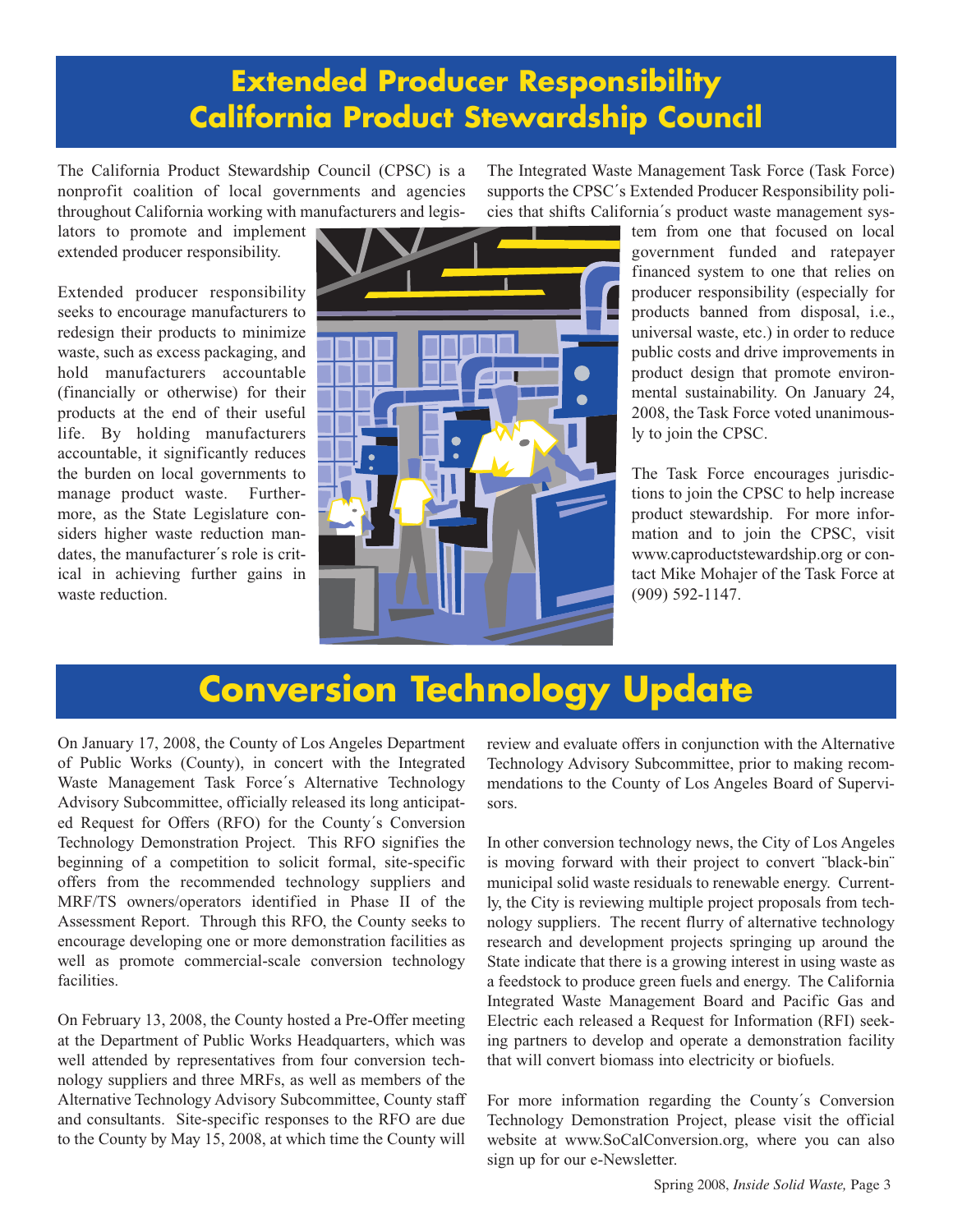# Extended Producer Responsibility California Product Stewardship Council

The California Product Stewardship Council (CPSC) is a nonprofit coalition of local governments and agencies throughout California working with manufacturers and legislators to promote and implement extended producer responsibility.

Extended producer responsibility seeks to encourage manufacturers to redesign their products to minimize waste, such as excess packaging, and hold manufacturers accountable (financially or otherwise) for their products at the end of their useful life. By holding manufacturers accountable, it significantly reduces the burden on local governments to manage product waste. Furthermore, as the State Legislature considers higher waste reduction mandates, the manufacturer´s role is critical in achieving further gains in waste reduction.

The Integrated Waste Management Task Force (Task Force) supports the CPSC´s Extended Producer Responsibility policies that shifts California´s product waste management system from one that focused on local government funded and ratepayer financed system to one that relies on producer responsibility (especially for products banned from disposal, i.e., universal waste, etc.) in order to reduce public costs and drive improvements in product design that promote environmental sustainability. On January 24, 2008, the Task Force voted unanimously to join the CPSC.

The Task Force encourages jurisdictions to join the CPSC to help increase product stewardship. For more information and to join the CPSC, visit www.caproductstewardship.org or contact Mike Mohajer of the Task Force at (909) 592-1147.

# Conversion Technology Update

On January 17, 2008, the County of Los Angeles Department of Public Works (County), in concert with the Integrated Waste Management Task Force´s Alternative Technology Advisory Subcommittee, officially released its long anticipated Request for Offers (RFO) for the County´s Conversion Technology Demonstration Project. This RFO signifies the beginning of a competition to solicit formal, site-specific offers from the recommended technology suppliers and MRF/TS owners/operators identified in Phase II of the Assessment Report. Through this RFO, the County seeks to encourage developing one or more demonstration facilities as well as promote commercial-scale conversion technology facilities.

On February 13, 2008, the County hosted a Pre-Offer meeting at the Department of Public Works Headquarters, which was well attended by representatives from four conversion technology suppliers and three MRFs, as well as members of the Alternative Technology Advisory Subcommittee, County staff and consultants. Site-specific responses to the RFO are due to the County by May 15, 2008, at which time the County will review and evaluate offers in conjunction with the Alternative Technology Advisory Subcommittee, prior to making recommendations to the County of Los Angeles Board of Supervisors.

In other conversion technology news, the City of Los Angeles is moving forward with their project to convert "black-bin" municipal solid waste residuals to renewable energy. Currently, the City is reviewing multiple project proposals from technology suppliers. The recent flurry of alternative technology research and development projects springing up around the State indicate that there is a growing interest in using waste as a feedstock to produce green fuels and energy. The California Integrated Waste Management Board and Pacific Gas and Electric each released a Request for Information (RFI) seeking partners to develop and operate a demonstration facility that will convert biomass into electricity or biofuels.

For more information regarding the County´s Conversion Technology Demonstration Project, please visit the official website at www.SoCalConversion.org, where you can also sign up for our e-Newsletter.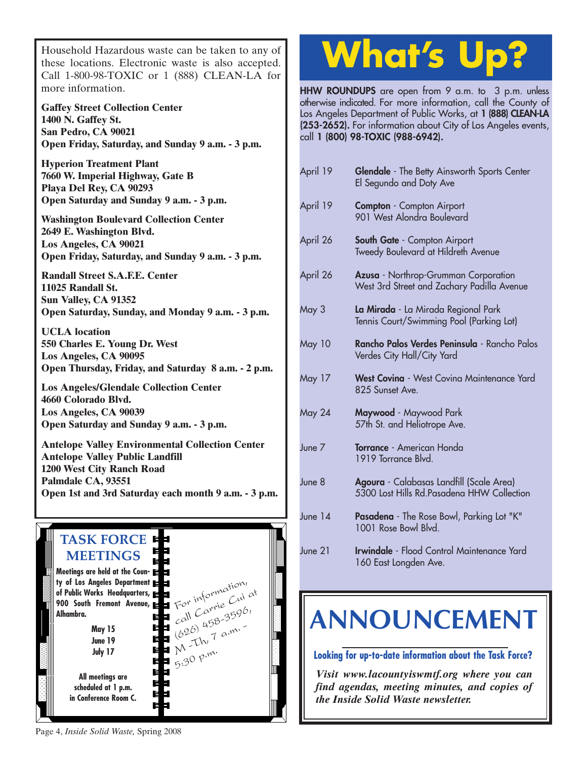Household Hazardous waste can be taken to any of these locations. Electronic waste is also accepted. Call 1-800-98-TOXIC or 1 (888) CLEAN-LA for more information.

**Gaffey Street Collection Center**
**1400 N. Gaffey St.**
**San Pedro, CA 90021**
**Open Friday, Saturday, and Sunday 9 a.m. - 3 p.m.**

**Hyperion Treatment Plant**
**7660 W. Imperial Highway, Gate B**
**Playa Del Rey, CA 90293**
**Open Saturday and Sunday 9 a.m. - 3 p.m.**

**Washington Boulevard Collection Center**
**2649 E. Washington Blvd.**
**Los Angeles, CA 90021**
**Open Friday, Saturday, and Sunday 9 a.m. - 3 p.m.**

**Randall Street S.A.F.E. Center**
**11025 Randall St.**
**Sun Valley, CA 91352**
**Open Saturday, Sunday, and Monday 9 a.m. - 3 p.m.**

**UCLA location**
**550 Charles E. Young Dr. West**
**Los Angeles, CA 90095**
**Open Thursday, Friday, and Saturday 8 a.m. - 2 p.m.**

**Los Angeles/Glendale Collection Center**
**4660 Colorado Blvd.**
**Los Angeles, CA 90039**
**Open Saturday and Sunday 9 a.m. - 3 p.m.**

**Antelope Valley Environmental Collection Center**
**Antelope Valley Public Landfill**
**1200 West City Ranch Road**
**Palmdale CA, 93551**
**Open 1st and 3rd Saturday each month 9 a.m. - 3 p.m.**

## TASK FORCE MEETINGS

**Meetings are held at the County of Los Angeles Department of Public Works Headquarters, 900 South Fremont Avenue, Alhambra.**

**May 15**
**June 19**
**July 17**

**All meetings are scheduled at 1 p.m. in Conference Room C.**

For information, call Carrie Cui at (626) 458-3596, M-Th, 7 a.m. - 5:30 p.m.

# What's Up?

**HHW ROUNDUPS** are open from 9 a.m. to 3 p.m. unless otherwise indicated. For more information, call the County of Los Angeles Department of Public Works, at **1 (888) CLEAN-LA (253-2652).** For information about City of Los Angeles events, call **1 (800) 98-TOXIC (988-6942).**

| Date | Location |
|---|---|
| April 19 | **Glendale** - The Betty Ainsworth Sports Center, El Segundo and Doty Ave |
| April 19 | **Compton** - Compton Airport, 901 West Alondra Boulevard |
| April 26 | **South Gate** - Compton Airport, Tweedy Boulevard at Hildreth Avenue |
| April 26 | **Azusa** - Northrop-Grumman Corporation, West 3rd Street and Zachary Padilla Avenue |
| May 3 | **La Mirada** - La Mirada Regional Park, Tennis Court/Swimming Pool (Parking Lot) |
| May 10 | **Rancho Palos Verdes Peninsula** - Rancho Palos Verdes City Hall/City Yard |
| May 17 | **West Covina** - West Covina Maintenance Yard, 825 Sunset Ave. |
| May 24 | **Maywood** - Maywood Park, 57th St. and Heliotrope Ave. |
| June 7 | **Torrance** - American Honda, 1919 Torrance Blvd. |
| June 8 | **Agoura** - Calabasas Landfill (Scale Area), 5300 Lost Hills Rd.Pasadena HHW Collection |
| June 14 | **Pasadena** - The Rose Bowl, Parking Lot "K", 1001 Rose Bowl Blvd. |
| June 21 | **Irwindale** - Flood Control Maintenance Yard, 160 East Longden Ave. |

# ANNOUNCEMENT

**Looking for up-to-date information about the Task Force?**

***Visit www.lacountyiswmtf.org where you can find agendas, meeting minutes, and copies of the Inside Solid Waste newsletter.***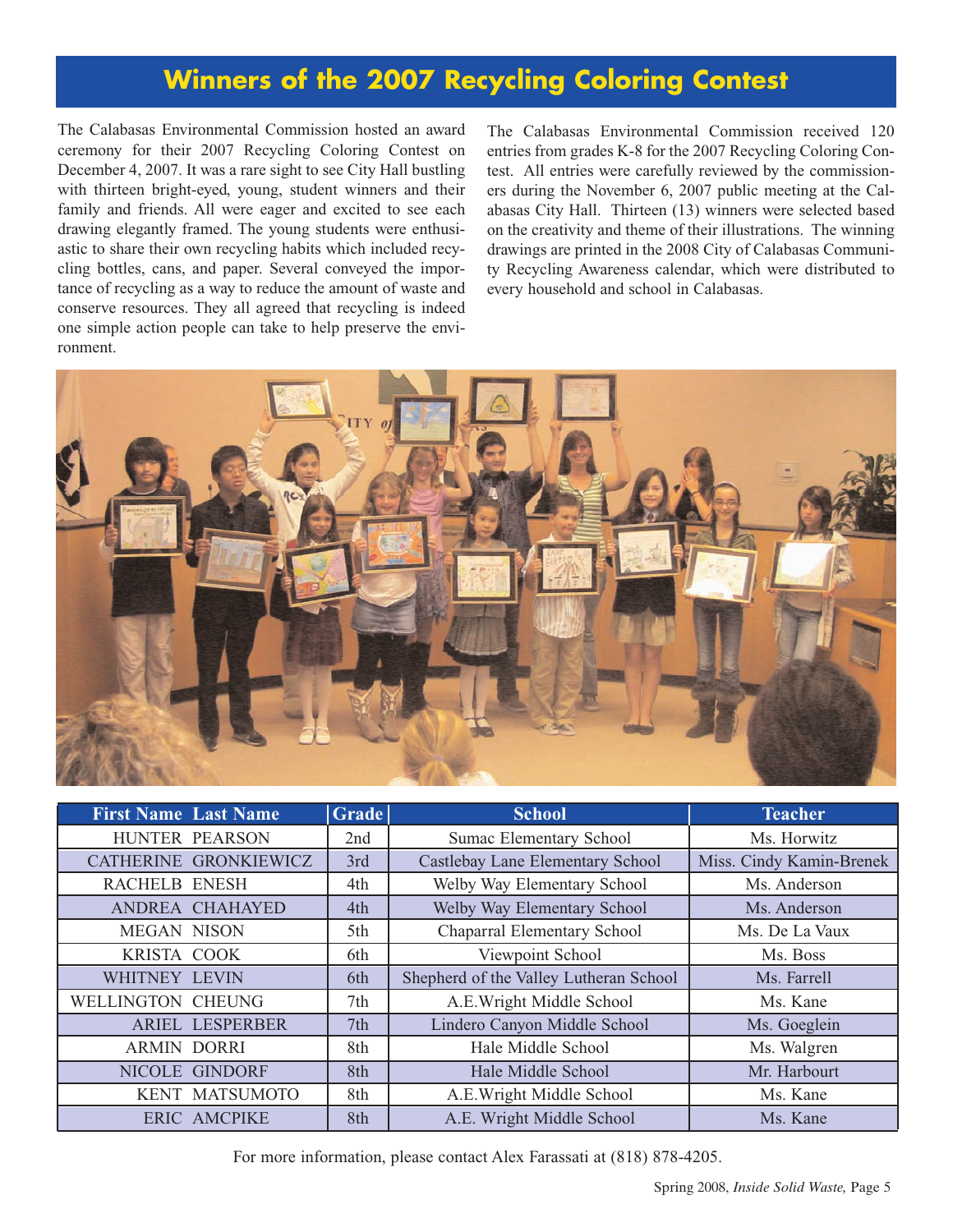# Winners of the 2007 Recycling Coloring Contest

The Calabasas Environmental Commission hosted an award ceremony for their 2007 Recycling Coloring Contest on December 4, 2007. It was a rare sight to see City Hall bustling with thirteen bright-eyed, young, student winners and their family and friends. All were eager and excited to see each drawing elegantly framed. The young students were enthusiastic to share their own recycling habits which included recycling bottles, cans, and paper. Several conveyed the importance of recycling as a way to reduce the amount of waste and conserve resources. They all agreed that recycling is indeed one simple action people can take to help preserve the environment.

The Calabasas Environmental Commission received 120 entries from grades K-8 for the 2007 Recycling Coloring Contest. All entries were carefully reviewed by the commissioners during the November 6, 2007 public meeting at the Calabasas City Hall. Thirteen (13) winners were selected based on the creativity and theme of their illustrations. The winning drawings are printed in the 2008 City of Calabasas Community Recycling Awareness calendar, which were distributed to every household and school in Calabasas.

| First Name | Last Name | Grade | School | Teacher |
|---|---|---|---|---|
| HUNTER | PEARSON | 2nd | Sumac Elementary School | Ms. Horwitz |
| CATHERINE | GRONKIEWICZ | 3rd | Castlebay Lane Elementary School | Miss. Cindy Kamin-Brenek |
| RACHELB | ENESH | 4th | Welby Way Elementary School | Ms. Anderson |
| ANDREA | CHAHAYED | 4th | Welby Way Elementary School | Ms. Anderson |
| MEGAN | NISON | 5th | Chaparral Elementary School | Ms. De La Vaux |
| KRISTA | COOK | 6th | Viewpoint School | Ms. Boss |
| WHITNEY | LEVIN | 6th | Shepherd of the Valley Lutheran School | Ms. Farrell |
| WELLINGTON | CHEUNG | 7th | A.E.Wright Middle School | Ms. Kane |
| ARIEL | LESPERBER | 7th | Lindero Canyon Middle School | Ms. Goeglein |
| ARMIN | DORRI | 8th | Hale Middle School | Ms. Walgren |
| NICOLE | GINDORF | 8th | Hale Middle School | Mr. Harbourt |
| KENT | MATSUMOTO | 8th | A.E.Wright Middle School | Ms. Kane |
| ERIC | AMCPIKE | 8th | A.E. Wright Middle School | Ms. Kane |

For more information, please contact Alex Farassati at (818) 878-4205.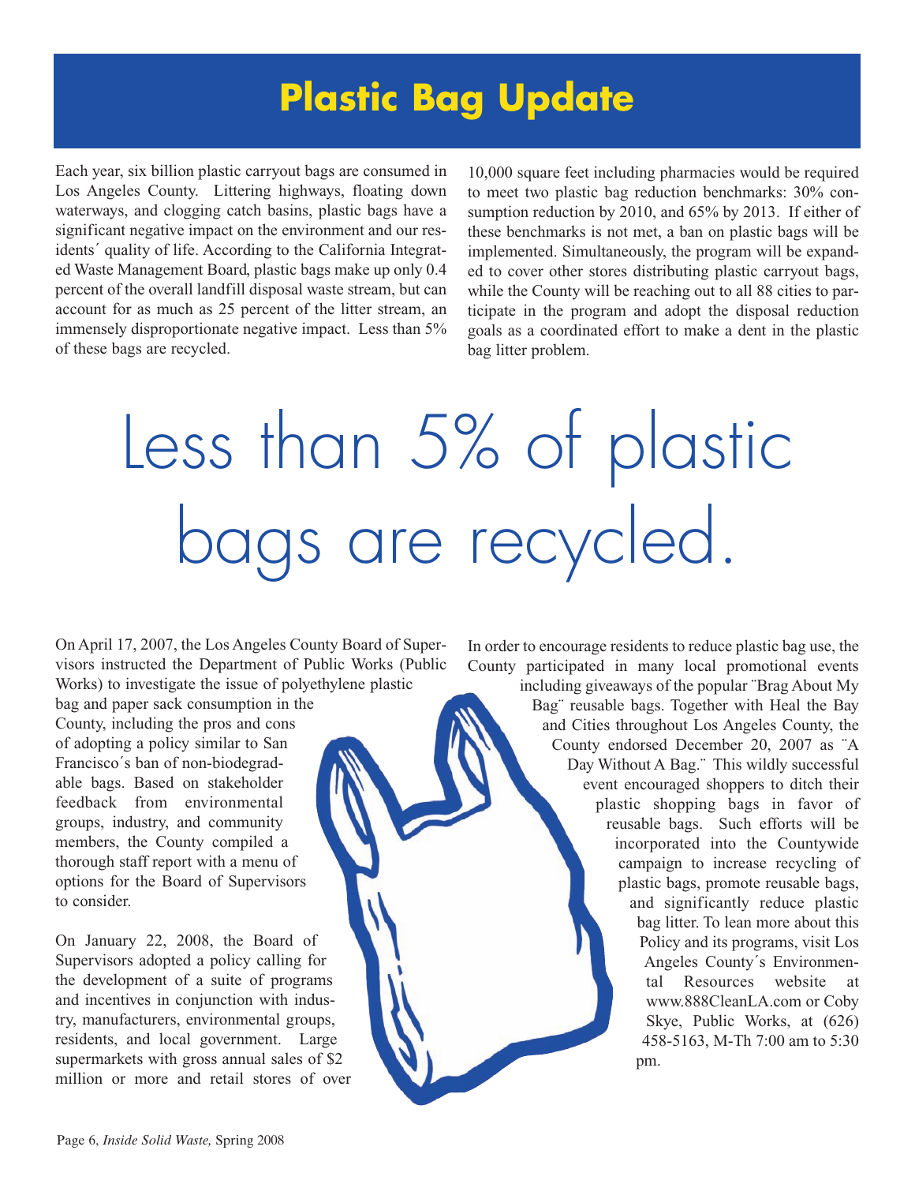# Plastic Bag Update

Each year, six billion plastic carryout bags are consumed in Los Angeles County. Littering highways, floating down waterways, and clogging catch basins, plastic bags have a significant negative impact on the environment and our residents´ quality of life. According to the California Integrated Waste Management Board, plastic bags make up only 0.4 percent of the overall landfill disposal waste stream, but can account for as much as 25 percent of the litter stream, an immensely disproportionate negative impact. Less than 5% of these bags are recycled.

10,000 square feet including pharmacies would be required to meet two plastic bag reduction benchmarks: 30% consumption reduction by 2010, and 65% by 2013. If either of these benchmarks is not met, a ban on plastic bags will be implemented. Simultaneously, the program will be expanded to cover other stores distributing plastic carryout bags, while the County will be reaching out to all 88 cities to participate in the program and adopt the disposal reduction goals as a coordinated effort to make a dent in the plastic bag litter problem.

## Less than 5% of plastic bags are recycled.

On April 17, 2007, the Los Angeles County Board of Supervisors instructed the Department of Public Works (Public Works) to investigate the issue of polyethylene plastic bag and paper sack consumption in the County, including the pros and cons of adopting a policy similar to San Francisco´s ban of non-biodegradable bags. Based on stakeholder feedback from environmental groups, industry, and community members, the County compiled a thorough staff report with a menu of options for the Board of Supervisors to consider.

On January 22, 2008, the Board of Supervisors adopted a policy calling for the development of a suite of programs and incentives in conjunction with industry, manufacturers, environmental groups, residents, and local government. Large supermarkets with gross annual sales of $2 million or more and retail stores of over

In order to encourage residents to reduce plastic bag use, the County participated in many local promotional events including giveaways of the popular ¨Brag About My Bag¨ reusable bags. Together with Heal the Bay and Cities throughout Los Angeles County, the County endorsed December 20, 2007 as ¨A Day Without A Bag.¨ This wildly successful event encouraged shoppers to ditch their plastic shopping bags in favor of reusable bags. Such efforts will be incorporated into the Countywide campaign to increase recycling of plastic bags, promote reusable bags, and significantly reduce plastic bag litter. To lean more about this Policy and its programs, visit Los Angeles County´s Environmental Resources website at www.888CleanLA.com or Coby Skye, Public Works, at (626) 458-5163, M-Th 7:00 am to 5:30 pm.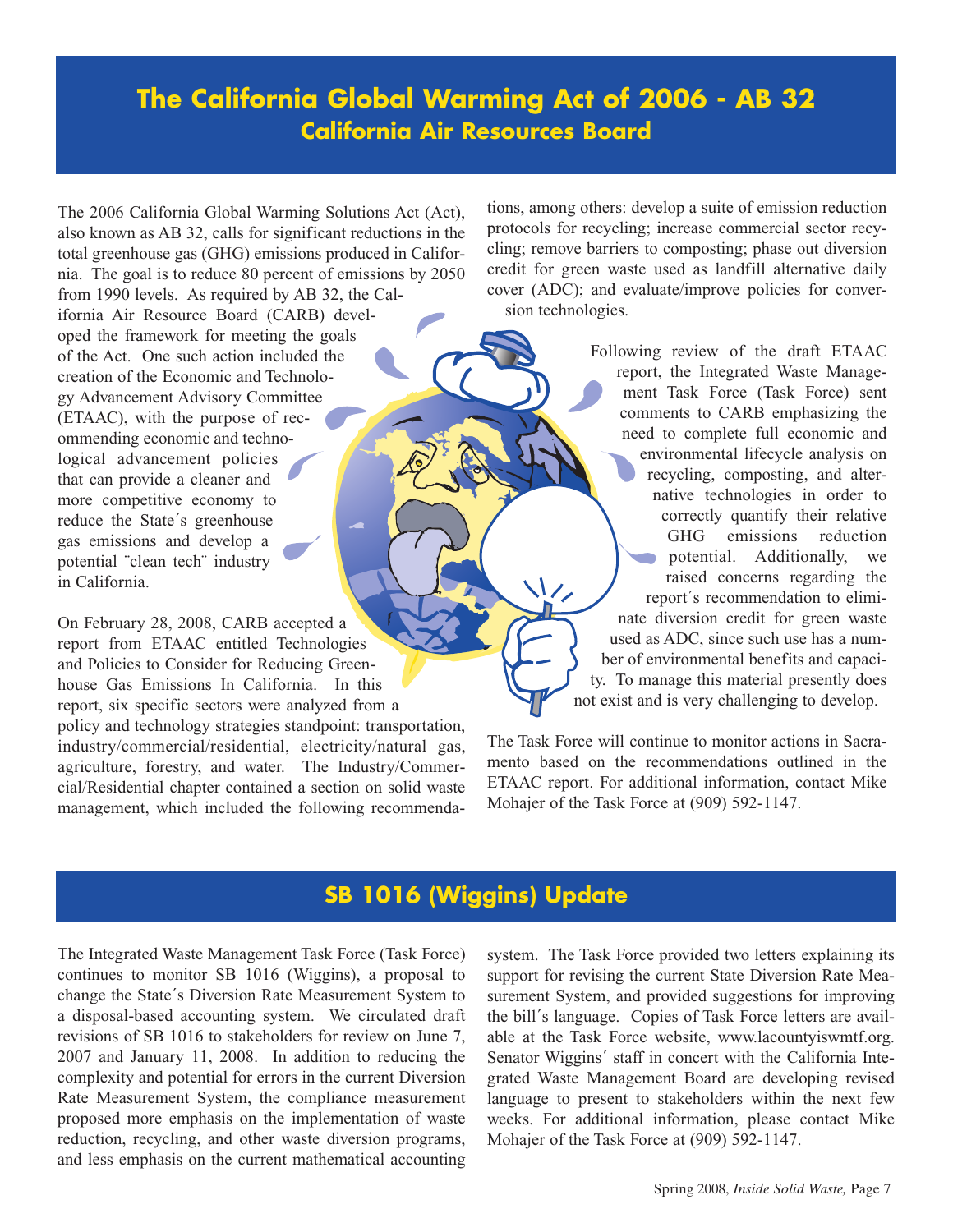# The California Global Warming Act of 2006 - AB 32

## California Air Resources Board

The 2006 California Global Warming Solutions Act (Act), also known as AB 32, calls for significant reductions in the total greenhouse gas (GHG) emissions produced in California. The goal is to reduce 80 percent of emissions by 2050 from 1990 levels. As required by AB 32, the California Air Resource Board (CARB) developed the framework for meeting the goals of the Act. One such action included the creation of the Economic and Technology Advancement Advisory Committee (ETAAC), with the purpose of recommending economic and technological advancement policies that can provide a cleaner and more competitive economy to reduce the State´s greenhouse gas emissions and develop a potential ¨clean tech¨ industry in California.

On February 28, 2008, CARB accepted a report from ETAAC entitled Technologies and Policies to Consider for Reducing Greenhouse Gas Emissions In California. In this report, six specific sectors were analyzed from a policy and technology strategies standpoint: transportation, industry/commercial/residential, electricity/natural gas, agriculture, forestry, and water. The Industry/Commercial/Residential chapter contained a section on solid waste management, which included the following recommendations, among others: develop a suite of emission reduction protocols for recycling; increase commercial sector recycling; remove barriers to composting; phase out diversion credit for green waste used as landfill alternative daily cover (ADC); and evaluate/improve policies for conversion technologies.

Following review of the draft ETAAC report, the Integrated Waste Management Task Force (Task Force) sent comments to CARB emphasizing the need to complete full economic and environmental lifecycle analysis on recycling, composting, and alternative technologies in order to correctly quantify their relative GHG emissions reduction potential. Additionally, we raised concerns regarding the report´s recommendation to eliminate diversion credit for green waste used as ADC, since such use has a number of environmental benefits and capacity. To manage this material presently does not exist and is very challenging to develop.

The Task Force will continue to monitor actions in Sacramento based on the recommendations outlined in the ETAAC report. For additional information, contact Mike Mohajer of the Task Force at (909) 592-1147.

# SB 1016 (Wiggins) Update

The Integrated Waste Management Task Force (Task Force) continues to monitor SB 1016 (Wiggins), a proposal to change the State´s Diversion Rate Measurement System to a disposal-based accounting system. We circulated draft revisions of SB 1016 to stakeholders for review on June 7, 2007 and January 11, 2008. In addition to reducing the complexity and potential for errors in the current Diversion Rate Measurement System, the compliance measurement proposed more emphasis on the implementation of waste reduction, recycling, and other waste diversion programs, and less emphasis on the current mathematical accounting system. The Task Force provided two letters explaining its support for revising the current State Diversion Rate Measurement System, and provided suggestions for improving the bill´s language. Copies of Task Force letters are available at the Task Force website, www.lacountyiswmtf.org. Senator Wiggins´ staff in concert with the California Integrated Waste Management Board are developing revised language to present to stakeholders within the next few weeks. For additional information, please contact Mike Mohajer of the Task Force at (909) 592-1147.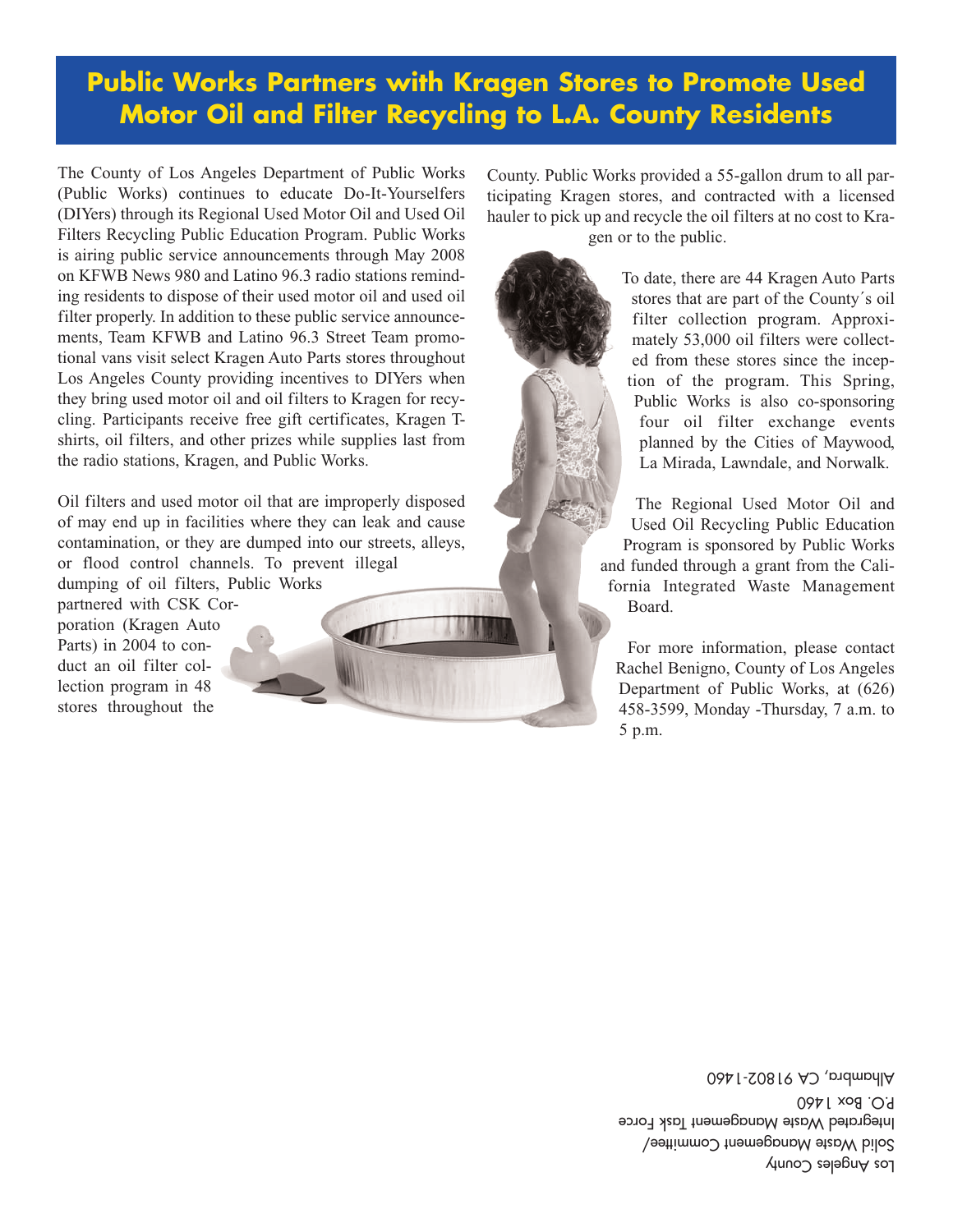# Public Works Partners with Kragen Stores to Promote Used Motor Oil and Filter Recycling to L.A. County Residents

The County of Los Angeles Department of Public Works (Public Works) continues to educate Do-It-Yourselfers (DIYers) through its Regional Used Motor Oil and Used Oil Filters Recycling Public Education Program. Public Works is airing public service announcements through May 2008 on KFWB News 980 and Latino 96.3 radio stations reminding residents to dispose of their used motor oil and used oil filter properly. In addition to these public service announcements, Team KFWB and Latino 96.3 Street Team promotional vans visit select Kragen Auto Parts stores throughout Los Angeles County providing incentives to DIYers when they bring used motor oil and oil filters to Kragen for recycling. Participants receive free gift certificates, Kragen T-shirts, oil filters, and other prizes while supplies last from the radio stations, Kragen, and Public Works.

Oil filters and used motor oil that are improperly disposed of may end up in facilities where they can leak and cause contamination, or they are dumped into our streets, alleys, or flood control channels. To prevent illegal dumping of oil filters, Public Works partnered with CSK Corporation (Kragen Auto Parts) in 2004 to conduct an oil filter collection program in 48 stores throughout the County. Public Works provided a 55-gallon drum to all participating Kragen stores, and contracted with a licensed hauler to pick up and recycle the oil filters at no cost to Kragen or to the public.

To date, there are 44 Kragen Auto Parts stores that are part of the County´s oil filter collection program. Approximately 53,000 oil filters were collected from these stores since the inception of the program. This Spring, Public Works is also co-sponsoring four oil filter exchange events planned by the Cities of Maywood, La Mirada, Lawndale, and Norwalk.

The Regional Used Motor Oil and Used Oil Recycling Public Education Program is sponsored by Public Works and funded through a grant from the California Integrated Waste Management Board.

For more information, please contact Rachel Benigno, County of Los Angeles Department of Public Works, at (626) 458-3599, Monday -Thursday, 7 a.m. to 5 p.m.

Los Angeles County
Solid Waste Management Committee/
Integrated Waste Management Task Force
P.O. Box 1460
Alhambra, CA 91802-1460